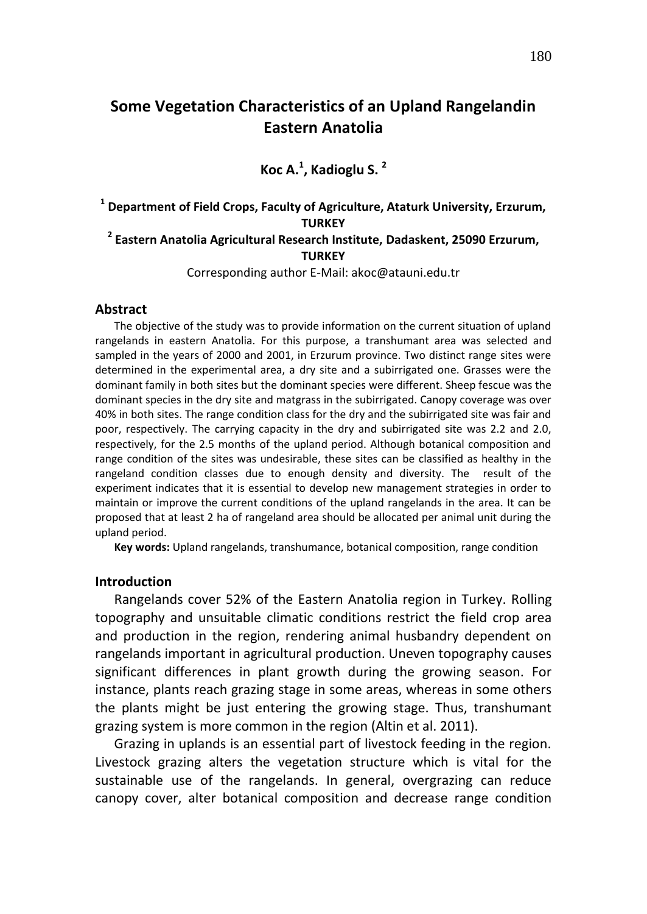# Some Vegetation Characteristics of an Upland Rangelandin Eastern Anatolia

**Koc A.[1], Kadioglu S. [2]**

**[1] Department of Field Crops, Faculty of Agriculture, Ataturk University, Erzurum, TURKEY**

**[2] Eastern Anatolia Agricultural Research Institute, Dadaskent, 25090 Erzurum, TURKEY**

Corresponding author E-Mail: akoc@atauni.edu.tr

## Abstract

The objective of the study was to provide information on the current situation of upland rangelands in eastern Anatolia. For this purpose, a transhumant area was selected and sampled in the years of 2000 and 2001, in Erzurum province. Two distinct range sites were determined in the experimental area, a dry site and a subirrigated one. Grasses were the dominant family in both sites but the dominant species were different. Sheep fescue was the dominant species in the dry site and matgrass in the subirrigated. Canopy coverage was over 40% in both sites. The range condition class for the dry and the subirrigated site was fair and poor, respectively. The carrying capacity in the dry and subirrigated site was 2.2 and 2.0, respectively, for the 2.5 months of the upland period. Although botanical composition and range condition of the sites was undesirable, these sites can be classified as healthy in the rangeland condition classes due to enough density and diversity. The result of the experiment indicates that it is essential to develop new management strategies in order to maintain or improve the current conditions of the upland rangelands in the area. It can be proposed that at least 2 ha of rangeland area should be allocated per animal unit during the upland period.

**Key words:** Upland rangelands, transhumance, botanical composition, range condition

## Introduction

Rangelands cover 52% of the Eastern Anatolia region in Turkey. Rolling topography and unsuitable climatic conditions restrict the field crop area and production in the region, rendering animal husbandry dependent on rangelands important in agricultural production. Uneven topography causes significant differences in plant growth during the growing season. For instance, plants reach grazing stage in some areas, whereas in some others the plants might be just entering the growing stage. Thus, transhumant grazing system is more common in the region (Altin et al. 2011).

Grazing in uplands is an essential part of livestock feeding in the region. Livestock grazing alters the vegetation structure which is vital for the sustainable use of the rangelands. In general, overgrazing can reduce canopy cover, alter botanical composition and decrease range condition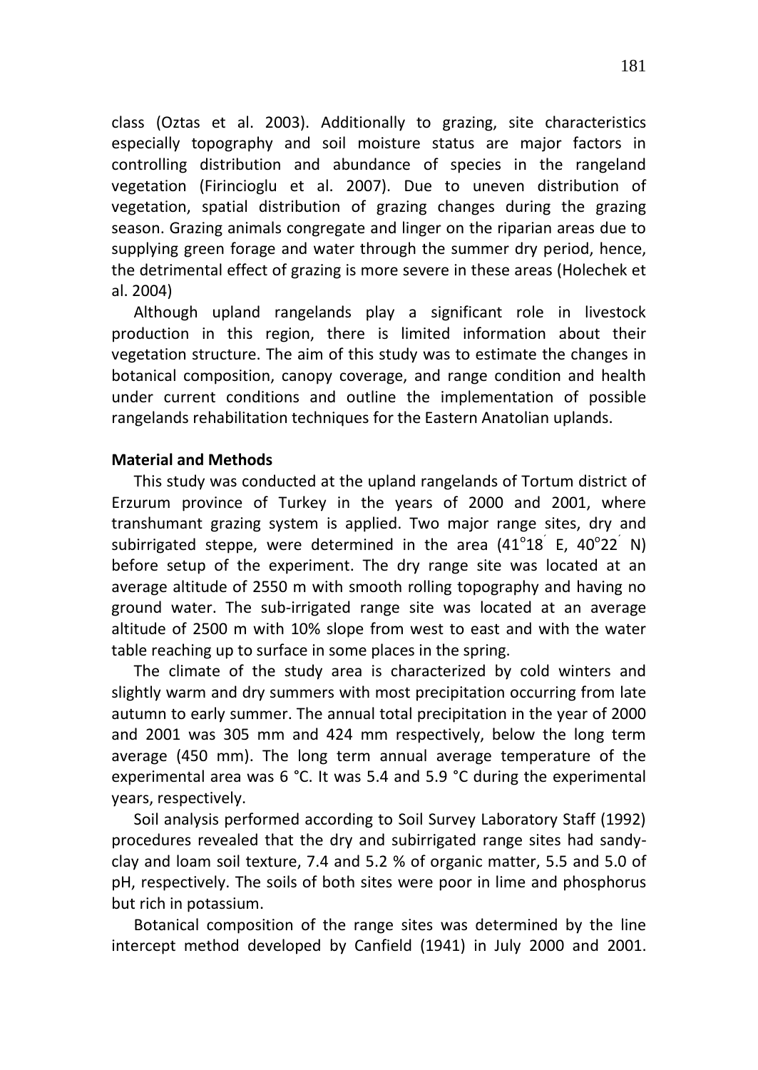class (Oztas et al. 2003). Additionally to grazing, site characteristics especially topography and soil moisture status are major factors in controlling distribution and abundance of species in the rangeland vegetation (Firincioglu et al. 2007). Due to uneven distribution of vegetation, spatial distribution of grazing changes during the grazing season. Grazing animals congregate and linger on the riparian areas due to supplying green forage and water through the summer dry period, hence, the detrimental effect of grazing is more severe in these areas (Holechek et al. 2004)

Although upland rangelands play a significant role in livestock production in this region, there is limited information about their vegetation structure. The aim of this study was to estimate the changes in botanical composition, canopy coverage, and range condition and health under current conditions and outline the implementation of possible rangelands rehabilitation techniques for the Eastern Anatolian uplands.

**Material and Methods**

This study was conducted at the upland rangelands of Tortum district of Erzurum province of Turkey in the years of 2000 and 2001, where transhumant grazing system is applied. Two major range sites, dry and subirrigated steppe, were determined in the area (41°18′ E, 40°22′ N) before setup of the experiment. The dry range site was located at an average altitude of 2550 m with smooth rolling topography and having no ground water. The sub-irrigated range site was located at an average altitude of 2500 m with 10% slope from west to east and with the water table reaching up to surface in some places in the spring.

The climate of the study area is characterized by cold winters and slightly warm and dry summers with most precipitation occurring from late autumn to early summer. The annual total precipitation in the year of 2000 and 2001 was 305 mm and 424 mm respectively, below the long term average (450 mm). The long term annual average temperature of the experimental area was 6 °C. It was 5.4 and 5.9 °C during the experimental years, respectively.

Soil analysis performed according to Soil Survey Laboratory Staff (1992) procedures revealed that the dry and subirrigated range sites had sandy-clay and loam soil texture, 7.4 and 5.2 % of organic matter, 5.5 and 5.0 of pH, respectively. The soils of both sites were poor in lime and phosphorus but rich in potassium.

Botanical composition of the range sites was determined by the line intercept method developed by Canfield (1941) in July 2000 and 2001.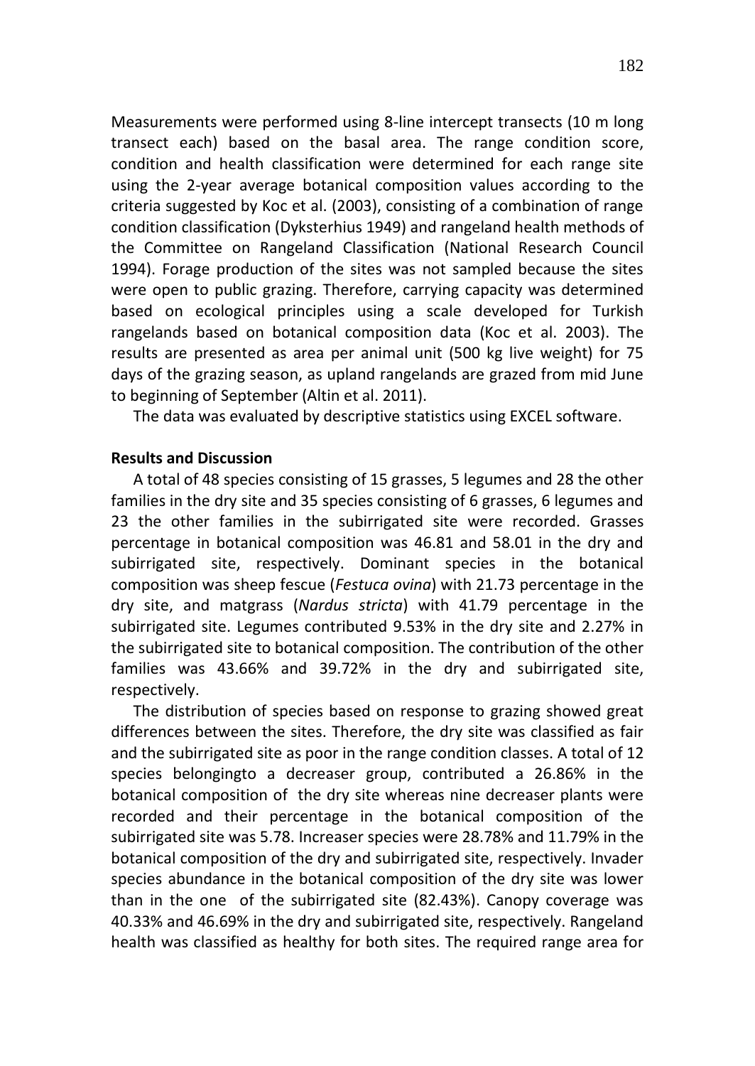Measurements were performed using 8-line intercept transects (10 m long transect each) based on the basal area. The range condition score, condition and health classification were determined for each range site using the 2-year average botanical composition values according to the criteria suggested by Koc et al. (2003), consisting of a combination of range condition classification (Dyksterhius 1949) and rangeland health methods of the Committee on Rangeland Classification (National Research Council 1994). Forage production of the sites was not sampled because the sites were open to public grazing. Therefore, carrying capacity was determined based on ecological principles using a scale developed for Turkish rangelands based on botanical composition data (Koc et al. 2003). The results are presented as area per animal unit (500 kg live weight) for 75 days of the grazing season, as upland rangelands are grazed from mid June to beginning of September (Altin et al. 2011).

The data was evaluated by descriptive statistics using EXCEL software.

**Results and Discussion**

A total of 48 species consisting of 15 grasses, 5 legumes and 28 the other families in the dry site and 35 species consisting of 6 grasses, 6 legumes and 23 the other families in the subirrigated site were recorded. Grasses percentage in botanical composition was 46.81 and 58.01 in the dry and subirrigated site, respectively. Dominant species in the botanical composition was sheep fescue (*Festuca ovina*) with 21.73 percentage in the dry site, and matgrass (*Nardus stricta*) with 41.79 percentage in the subirrigated site. Legumes contributed 9.53% in the dry site and 2.27% in the subirrigated site to botanical composition. The contribution of the other families was 43.66% and 39.72% in the dry and subirrigated site, respectively.

The distribution of species based on response to grazing showed great differences between the sites. Therefore, the dry site was classified as fair and the subirrigated site as poor in the range condition classes. A total of 12 species belongingto a decreaser group, contributed a 26.86% in the botanical composition of the dry site whereas nine decreaser plants were recorded and their percentage in the botanical composition of the subirrigated site was 5.78. Increaser species were 28.78% and 11.79% in the botanical composition of the dry and subirrigated site, respectively. Invader species abundance in the botanical composition of the dry site was lower than in the one of the subirrigated site (82.43%). Canopy coverage was 40.33% and 46.69% in the dry and subirrigated site, respectively. Rangeland health was classified as healthy for both sites. The required range area for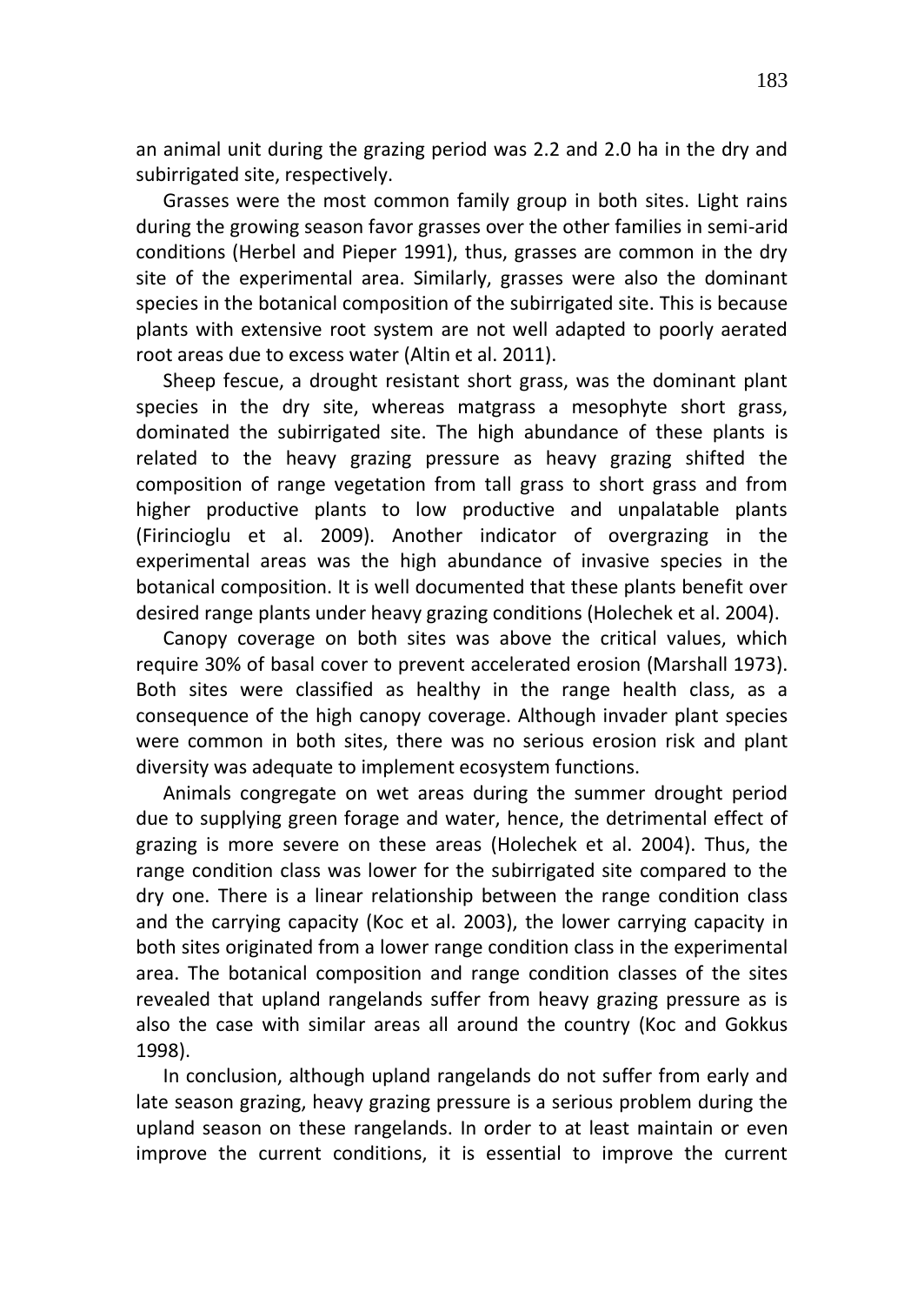an animal unit during the grazing period was 2.2 and 2.0 ha in the dry and subirrigated site, respectively.

Grasses were the most common family group in both sites. Light rains during the growing season favor grasses over the other families in semi-arid conditions (Herbel and Pieper 1991), thus, grasses are common in the dry site of the experimental area. Similarly, grasses were also the dominant species in the botanical composition of the subirrigated site. This is because plants with extensive root system are not well adapted to poorly aerated root areas due to excess water (Altin et al. 2011).

Sheep fescue, a drought resistant short grass, was the dominant plant species in the dry site, whereas matgrass a mesophyte short grass, dominated the subirrigated site. The high abundance of these plants is related to the heavy grazing pressure as heavy grazing shifted the composition of range vegetation from tall grass to short grass and from higher productive plants to low productive and unpalatable plants (Firincioglu et al. 2009). Another indicator of overgrazing in the experimental areas was the high abundance of invasive species in the botanical composition. It is well documented that these plants benefit over desired range plants under heavy grazing conditions (Holechek et al. 2004).

Canopy coverage on both sites was above the critical values, which require 30% of basal cover to prevent accelerated erosion (Marshall 1973). Both sites were classified as healthy in the range health class, as a consequence of the high canopy coverage. Although invader plant species were common in both sites, there was no serious erosion risk and plant diversity was adequate to implement ecosystem functions.

Animals congregate on wet areas during the summer drought period due to supplying green forage and water, hence, the detrimental effect of grazing is more severe on these areas (Holechek et al. 2004). Thus, the range condition class was lower for the subirrigated site compared to the dry one. There is a linear relationship between the range condition class and the carrying capacity (Koc et al. 2003), the lower carrying capacity in both sites originated from a lower range condition class in the experimental area. The botanical composition and range condition classes of the sites revealed that upland rangelands suffer from heavy grazing pressure as is also the case with similar areas all around the country (Koc and Gokkus 1998).

In conclusion, although upland rangelands do not suffer from early and late season grazing, heavy grazing pressure is a serious problem during the upland season on these rangelands. In order to at least maintain or even improve the current conditions, it is essential to improve the current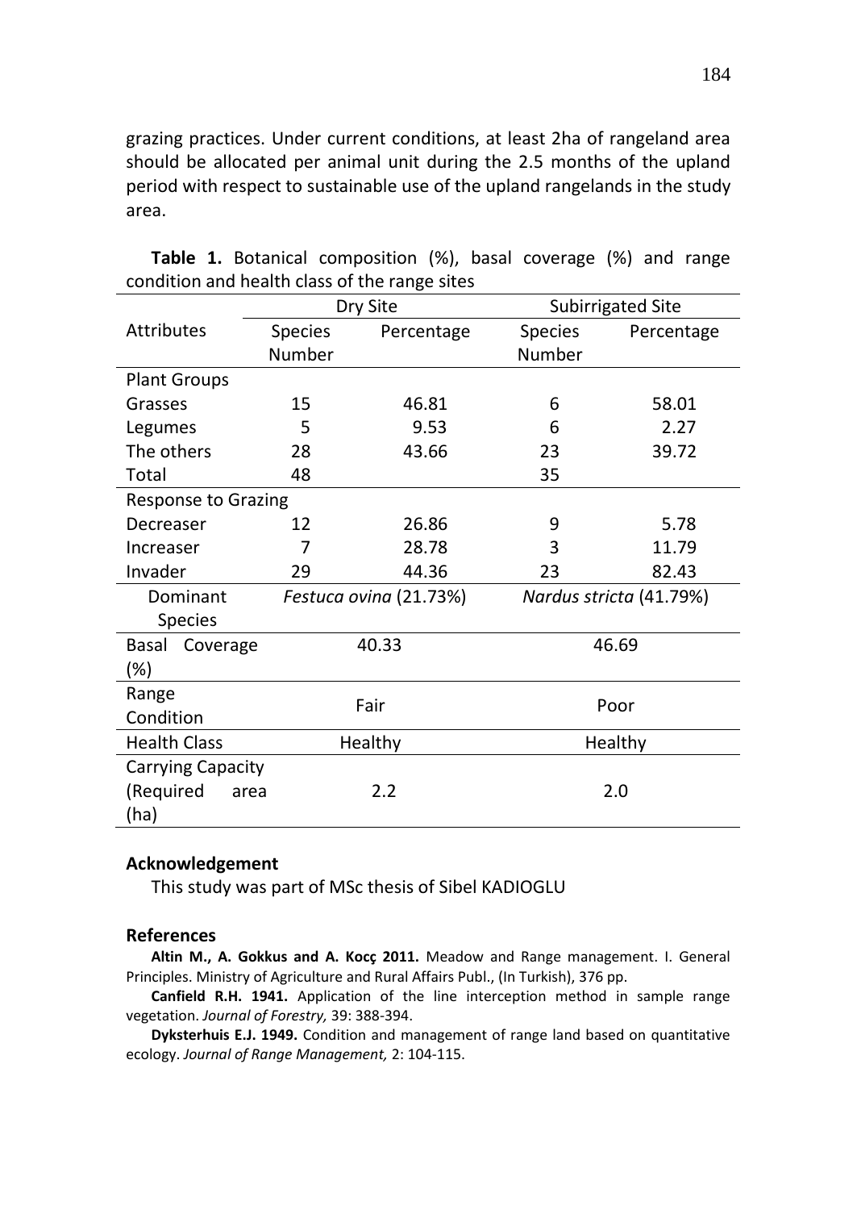grazing practices. Under current conditions, at least 2ha of rangeland area should be allocated per animal unit during the 2.5 months of the upland period with respect to sustainable use of the upland rangelands in the study area.

**Table 1.** Botanical composition (%), basal coverage (%) and range condition and health class of the range sites

| Attributes | Dry Site | | Subirrigated Site | |
|---|---|---|---|---|
| | Species Number | Percentage | Species Number | Percentage |
| Plant Groups | | | | |
| Grasses | 15 | 46.81 | 6 | 58.01 |
| Legumes | 5 | 9.53 | 6 | 2.27 |
| The others | 28 | 43.66 | 23 | 39.72 |
| Total | 48 | | 35 | |
| Response to Grazing | | | | |
| Decreaser | 12 | 26.86 | 9 | 5.78 |
| Increaser | 7 | 28.78 | 3 | 11.79 |
| Invader | 29 | 44.36 | 23 | 82.43 |
| Dominant Species | *Festuca ovina* (21.73%) | | *Nardus stricta* (41.79%) | |
| Basal Coverage (%) | 40.33 | | 46.69 | |
| Range Condition | Fair | | Poor | |
| Health Class | Healthy | | Healthy | |
| Carrying Capacity (Required area (ha) | 2.2 | | 2.0 | |

## Acknowledgement

This study was part of MSc thesis of Sibel KADIOGLU

## References

**Altin M., A. Gokkus and A. Koçç 2011.** Meadow and Range management. I. General Principles. Ministry of Agriculture and Rural Affairs Publ., (In Turkish), 376 pp.

**Canfield R.H. 1941.** Application of the line interception method in sample range vegetation. *Journal of Forestry,* 39: 388-394.

**Dyksterhuis E.J. 1949.** Condition and management of range land based on quantitative ecology. *Journal of Range Management,* 2: 104-115.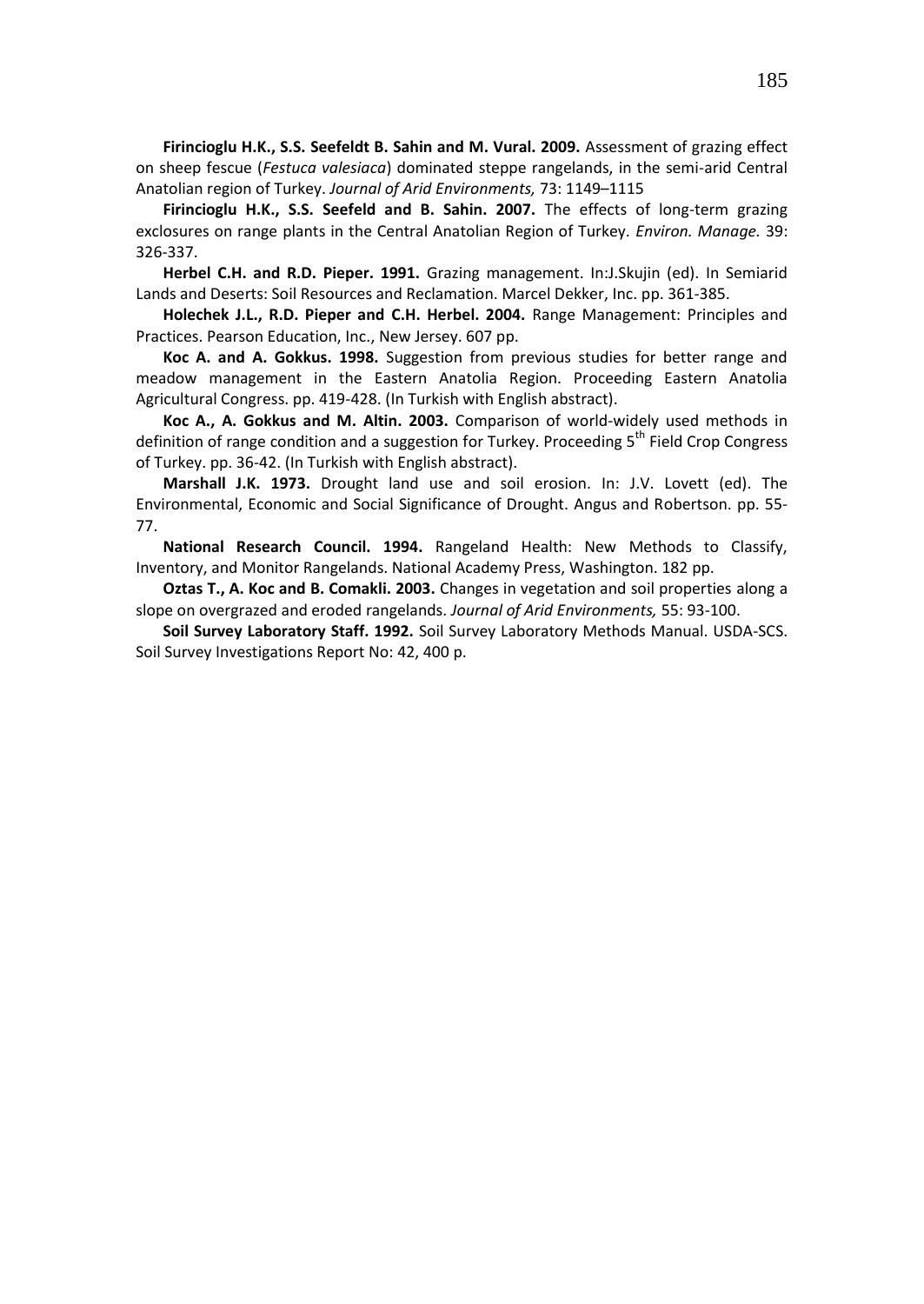**Firincioglu H.K., S.S. Seefeldt B. Sahin and M. Vural. 2009.** Assessment of grazing effect on sheep fescue (*Festuca valesiaca*) dominated steppe rangelands, in the semi-arid Central Anatolian region of Turkey. *Journal of Arid Environments,* 73: 1149–1115

**Firincioglu H.K., S.S. Seefeld and B. Sahin. 2007.** The effects of long-term grazing exclosures on range plants in the Central Anatolian Region of Turkey. *Environ. Manage.* 39: 326-337.

**Herbel C.H. and R.D. Pieper. 1991.** Grazing management. In:J.Skujin (ed). In Semiarid Lands and Deserts: Soil Resources and Reclamation. Marcel Dekker, Inc. pp. 361-385.

**Holechek J.L., R.D. Pieper and C.H. Herbel. 2004.** Range Management: Principles and Practices. Pearson Education, Inc., New Jersey. 607 pp.

**Koc A. and A. Gokkus. 1998.** Suggestion from previous studies for better range and meadow management in the Eastern Anatolia Region. Proceeding Eastern Anatolia Agricultural Congress. pp. 419-428. (In Turkish with English abstract).

**Koc A., A. Gokkus and M. Altin. 2003.** Comparison of world-widely used methods in definition of range condition and a suggestion for Turkey. Proceeding 5th Field Crop Congress of Turkey. pp. 36-42. (In Turkish with English abstract).

**Marshall J.K. 1973.** Drought land use and soil erosion. In: J.V. Lovett (ed). The Environmental, Economic and Social Significance of Drought. Angus and Robertson. pp. 55-77.

**National Research Council. 1994.** Rangeland Health: New Methods to Classify, Inventory, and Monitor Rangelands. National Academy Press, Washington. 182 pp.

**Oztas T., A. Koc and B. Comakli. 2003.** Changes in vegetation and soil properties along a slope on overgrazed and eroded rangelands. *Journal of Arid Environments,* 55: 93-100.

**Soil Survey Laboratory Staff. 1992.** Soil Survey Laboratory Methods Manual. USDA-SCS. Soil Survey Investigations Report No: 42, 400 p.